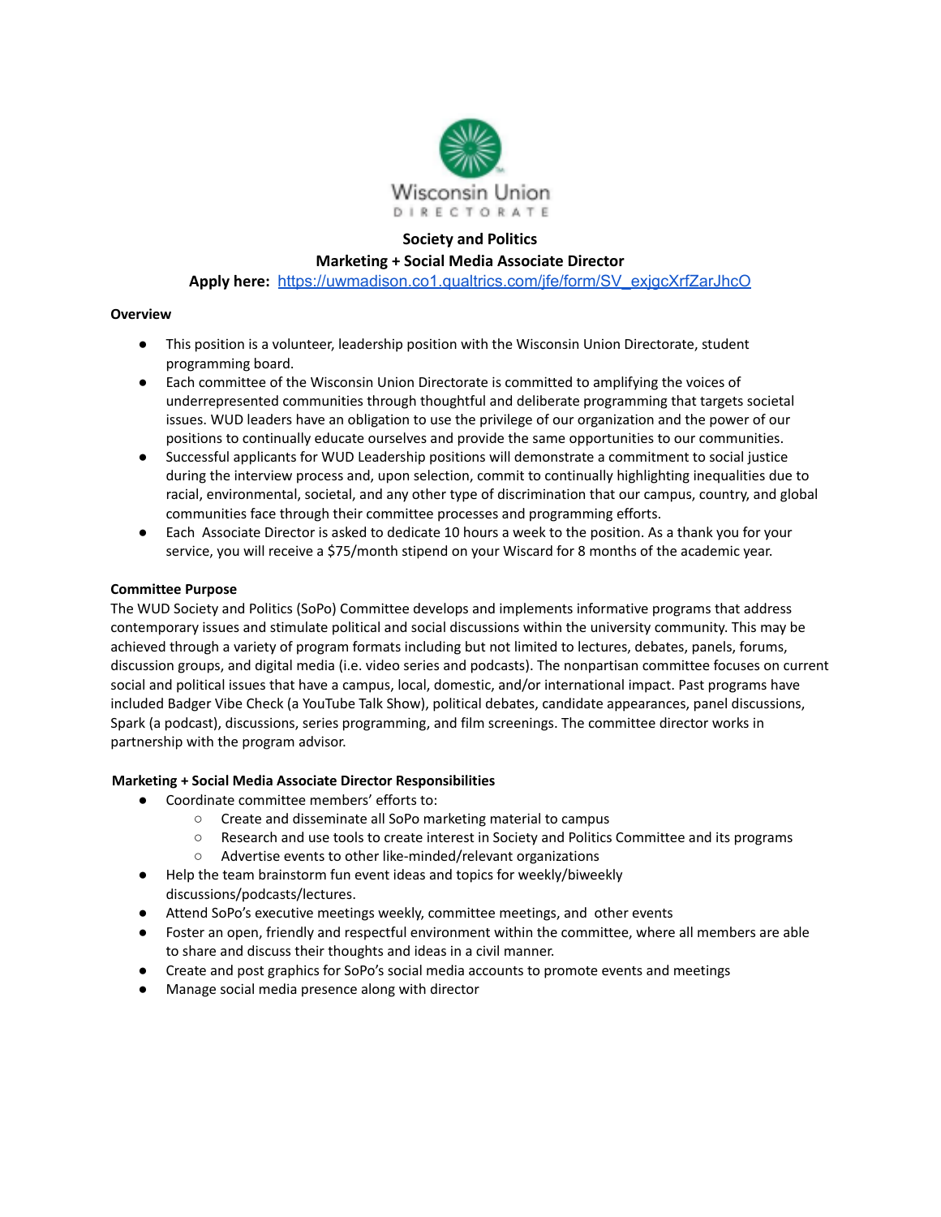Wisconsin Union
DIRECTORATE

**Society and Politics**

**Marketing + Social Media Associate Director**

**Apply here:** https://uwmadison.co1.qualtrics.com/jfe/form/SV_exjgcXrfZarJhcO

**Overview**

- This position is a volunteer, leadership position with the Wisconsin Union Directorate, student programming board.
- Each committee of the Wisconsin Union Directorate is committed to amplifying the voices of underrepresented communities through thoughtful and deliberate programming that targets societal issues. WUD leaders have an obligation to use the privilege of our organization and the power of our positions to continually educate ourselves and provide the same opportunities to our communities.
- Successful applicants for WUD Leadership positions will demonstrate a commitment to social justice during the interview process and, upon selection, commit to continually highlighting inequalities due to racial, environmental, societal, and any other type of discrimination that our campus, country, and global communities face through their committee processes and programming efforts.
- Each Associate Director is asked to dedicate 10 hours a week to the position. As a thank you for your service, you will receive a $75/month stipend on your Wiscard for 8 months of the academic year.

**Committee Purpose**

The WUD Society and Politics (SoPo) Committee develops and implements informative programs that address contemporary issues and stimulate political and social discussions within the university community. This may be achieved through a variety of program formats including but not limited to lectures, debates, panels, forums, discussion groups, and digital media (i.e. video series and podcasts). The nonpartisan committee focuses on current social and political issues that have a campus, local, domestic, and/or international impact. Past programs have included Badger Vibe Check (a YouTube Talk Show), political debates, candidate appearances, panel discussions, Spark (a podcast), discussions, series programming, and film screenings. The committee director works in partnership with the program advisor.

**Marketing + Social Media Associate Director Responsibilities**

- Coordinate committee members' efforts to:
  - Create and disseminate all SoPo marketing material to campus
  - Research and use tools to create interest in Society and Politics Committee and its programs
  - Advertise events to other like-minded/relevant organizations
- Help the team brainstorm fun event ideas and topics for weekly/biweekly discussions/podcasts/lectures.
- Attend SoPo's executive meetings weekly, committee meetings, and other events
- Foster an open, friendly and respectful environment within the committee, where all members are able to share and discuss their thoughts and ideas in a civil manner.
- Create and post graphics for SoPo's social media accounts to promote events and meetings
- Manage social media presence along with director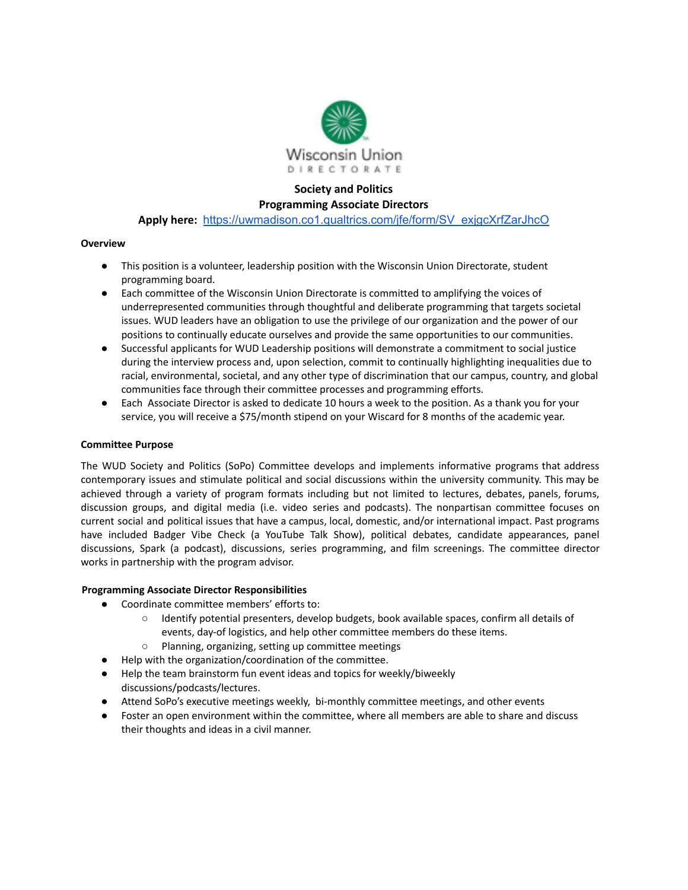Wisconsin Union
DIRECTORATE

**Society and Politics**

**Programming Associate Directors**

**Apply here:** [https://uwmadison.co1.qualtrics.com/jfe/form/SV_exjgcXrfZarJhcO](https://uwmadison.co1.qualtrics.com/jfe/form/SV_exjgcXrfZarJhcO)

**Overview**

- This position is a volunteer, leadership position with the Wisconsin Union Directorate, student programming board.
- Each committee of the Wisconsin Union Directorate is committed to amplifying the voices of underrepresented communities through thoughtful and deliberate programming that targets societal issues. WUD leaders have an obligation to use the privilege of our organization and the power of our positions to continually educate ourselves and provide the same opportunities to our communities.
- Successful applicants for WUD Leadership positions will demonstrate a commitment to social justice during the interview process and, upon selection, commit to continually highlighting inequalities due to racial, environmental, societal, and any other type of discrimination that our campus, country, and global communities face through their committee processes and programming efforts.
- Each Associate Director is asked to dedicate 10 hours a week to the position. As a thank you for your service, you will receive a $75/month stipend on your Wiscard for 8 months of the academic year.

**Committee Purpose**

The WUD Society and Politics (SoPo) Committee develops and implements informative programs that address contemporary issues and stimulate political and social discussions within the university community. This may be achieved through a variety of program formats including but not limited to lectures, debates, panels, forums, discussion groups, and digital media (i.e. video series and podcasts). The nonpartisan committee focuses on current social and political issues that have a campus, local, domestic, and/or international impact. Past programs have included Badger Vibe Check (a YouTube Talk Show), political debates, candidate appearances, panel discussions, Spark (a podcast), discussions, series programming, and film screenings. The committee director works in partnership with the program advisor.

**Programming Associate Director Responsibilities**

- Coordinate committee members' efforts to:
  - Identify potential presenters, develop budgets, book available spaces, confirm all details of events, day-of logistics, and help other committee members do these items.
  - Planning, organizing, setting up committee meetings
- Help with the organization/coordination of the committee.
- Help the team brainstorm fun event ideas and topics for weekly/biweekly discussions/podcasts/lectures.
- Attend SoPo's executive meetings weekly, bi-monthly committee meetings, and other events
- Foster an open environment within the committee, where all members are able to share and discuss their thoughts and ideas in a civil manner.